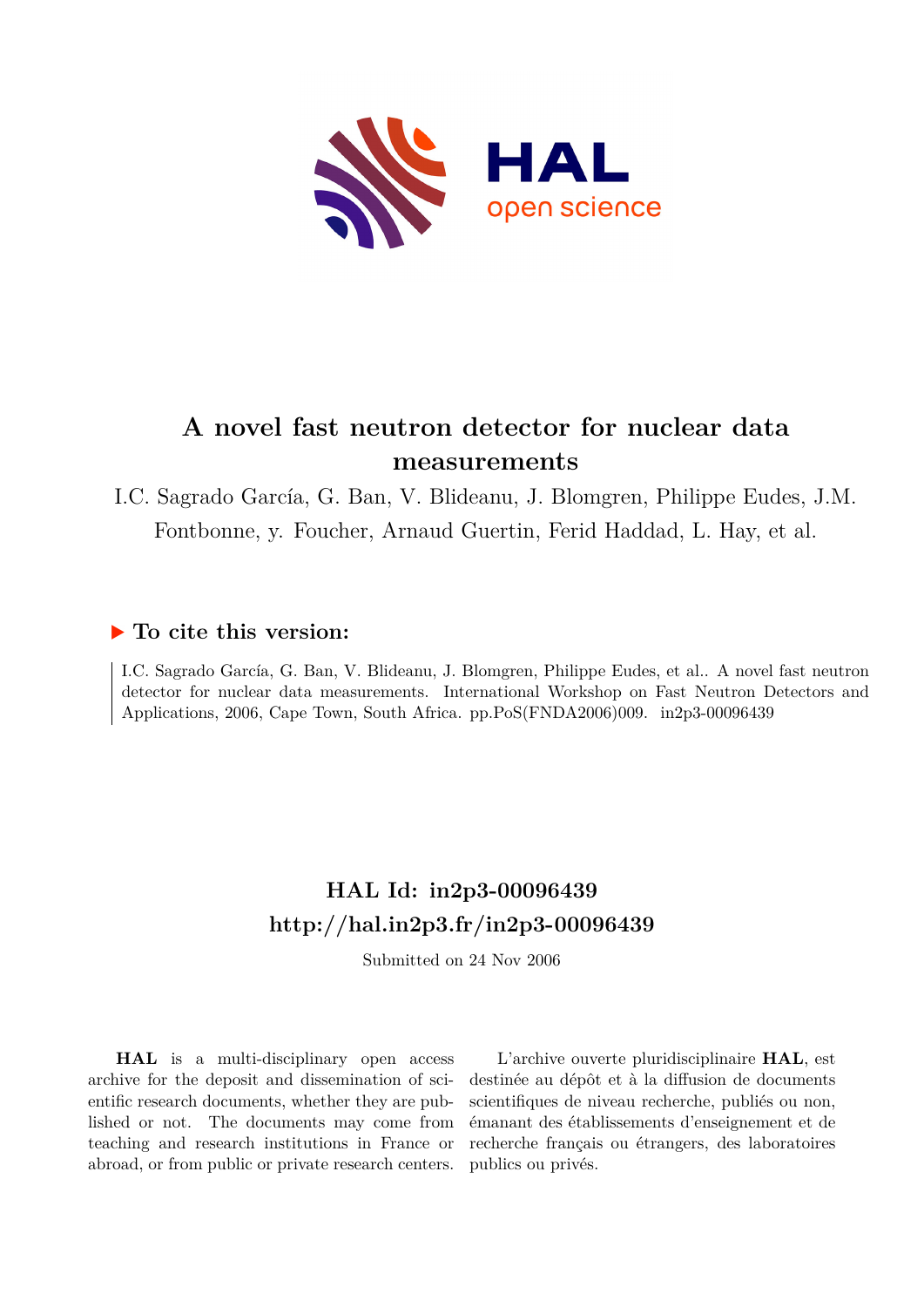# A novel fast neutron detector for nuclear data measurements

I.C. Sagrado García, G. Ban, V. Blideanu, J. Blomgren, Philippe Eudes, J.M. Fontbonne, y. Foucher, Arnaud Guertin, Ferid Haddad, L. Hay, et al.

## ▶ To cite this version:

I.C. Sagrado García, G. Ban, V. Blideanu, J. Blomgren, Philippe Eudes, et al.. A novel fast neutron detector for nuclear data measurements. International Workshop on Fast Neutron Detectors and Applications, 2006, Cape Town, South Africa. pp.PoS(FNDA2006)009. in2p3-00096439

## HAL Id: in2p3-00096439

## http://hal.in2p3.fr/in2p3-00096439

Submitted on 24 Nov 2006

**HAL** is a multi-disciplinary open access archive for the deposit and dissemination of scientific research documents, whether they are published or not. The documents may come from teaching and research institutions in France or abroad, or from public or private research centers.

L'archive ouverte pluridisciplinaire **HAL**, est destinée au dépôt et à la diffusion de documents scientifiques de niveau recherche, publiés ou non, émanant des établissements d'enseignement et de recherche français ou étrangers, des laboratoires publics ou privés.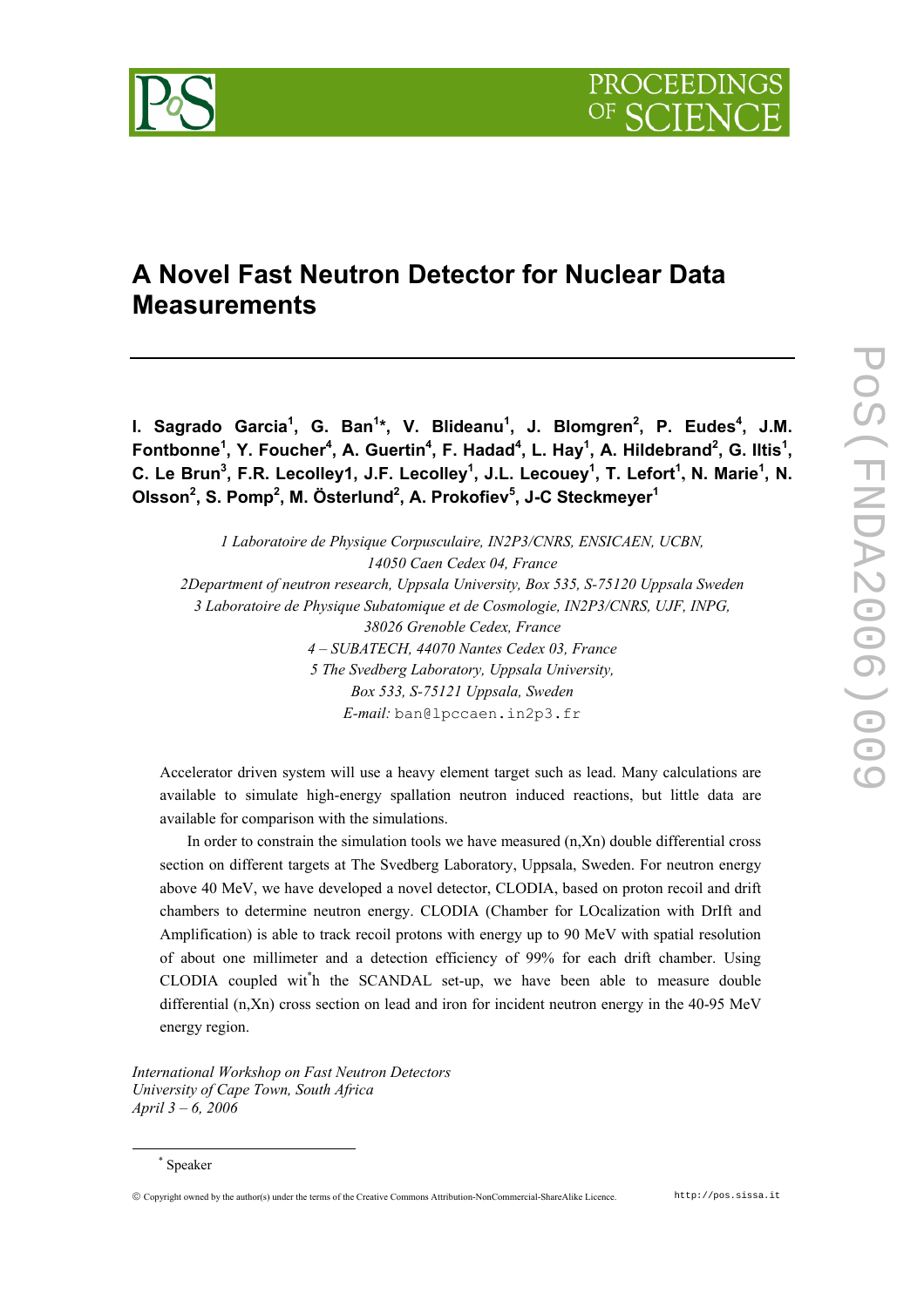# A Novel Fast Neutron Detector for Nuclear Data Measurements

I. Sagrado Garcia[1], G. Ban[1*], V. Blideanu[1], J. Blomgren[2], P. Eudes[4], J.M. Fontbonne[1], Y. Foucher[4], A. Guertin[4], F. Hadad[4], L. Hay[1], A. Hildebrand[2], G. Iltis[1], C. Le Brun[3], F.R. Lecolley1, J.F. Lecolley[1], J.L. Lecouey[1], T. Lefort[1], N. Marie[1], N. Olsson[2], S. Pomp[2], M. Österlund[2], A. Prokofiev[5], J-C Steckmeyer[1]

*1 Laboratoire de Physique Corpusculaire, IN2P3/CNRS, ENSICAEN, UCBN, 14050 Caen Cedex 04, France*
*2Department of neutron research, Uppsala University, Box 535, S-75120 Uppsala Sweden*
*3 Laboratoire de Physique Subatomique et de Cosmologie, IN2P3/CNRS, UJF, INPG, 38026 Grenoble Cedex, France*
*4 – SUBATECH, 44070 Nantes Cedex 03, France*
*5 The Svedberg Laboratory, Uppsala University, Box 533, S-75121 Uppsala, Sweden*
*E-mail:* ban@lpccaen.in2p3.fr

Accelerator driven system will use a heavy element target such as lead. Many calculations are available to simulate high-energy spallation neutron induced reactions, but little data are available for comparison with the simulations.

In order to constrain the simulation tools we have measured (n,Xn) double differential cross section on different targets at The Svedberg Laboratory, Uppsala, Sweden. For neutron energy above 40 MeV, we have developed a novel detector, CLODIA, based on proton recoil and drift chambers to determine neutron energy. CLODIA (Chamber for LOcalization with DrIft and Amplification) is able to track recoil protons with energy up to 90 MeV with spatial resolution of about one millimeter and a detection efficiency of 99% for each drift chamber. Using CLODIA coupled wit*h the SCANDAL set-up, we have been able to measure double differential (n,Xn) cross section on lead and iron for incident neutron energy in the 40-95 MeV energy region.

*International Workshop on Fast Neutron Detectors*
*University of Cape Town, South Africa*
*April 3 – 6, 2006*

[*] Speaker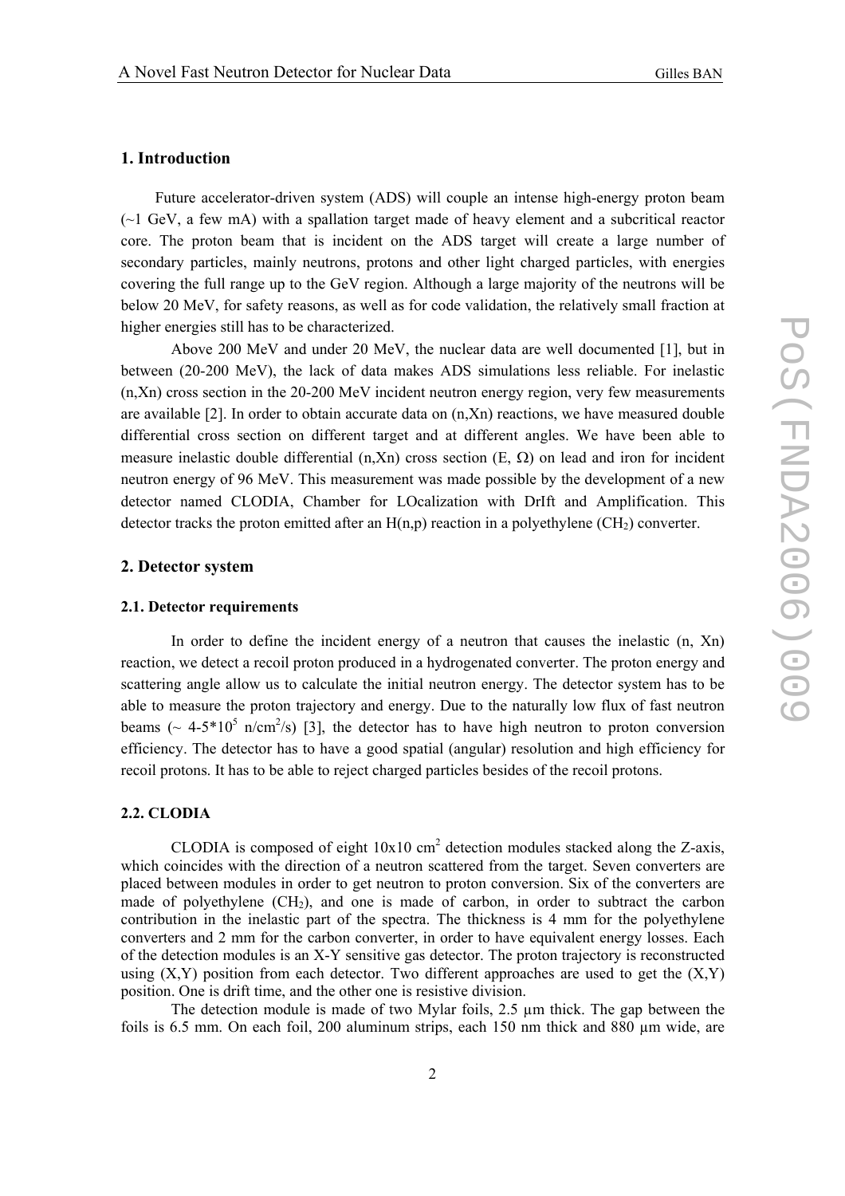## 1. Introduction

Future accelerator-driven system (ADS) will couple an intense high-energy proton beam (~1 GeV, a few mA) with a spallation target made of heavy element and a subcritical reactor core. The proton beam that is incident on the ADS target will create a large number of secondary particles, mainly neutrons, protons and other light charged particles, with energies covering the full range up to the GeV region. Although a large majority of the neutrons will be below 20 MeV, for safety reasons, as well as for code validation, the relatively small fraction at higher energies still has to be characterized.

Above 200 MeV and under 20 MeV, the nuclear data are well documented [1], but in between (20-200 MeV), the lack of data makes ADS simulations less reliable. For inelastic (n,Xn) cross section in the 20-200 MeV incident neutron energy region, very few measurements are available [2]. In order to obtain accurate data on (n,Xn) reactions, we have measured double differential cross section on different target and at different angles. We have been able to measure inelastic double differential (n,Xn) cross section (E, Ω) on lead and iron for incident neutron energy of 96 MeV. This measurement was made possible by the development of a new detector named CLODIA, Chamber for LOcalization with DrIft and Amplification. This detector tracks the proton emitted after an H(n,p) reaction in a polyethylene ($CH_2$) converter.

## 2. Detector system

### 2.1. Detector requirements

In order to define the incident energy of a neutron that causes the inelastic (n, Xn) reaction, we detect a recoil proton produced in a hydrogenated converter. The proton energy and scattering angle allow us to calculate the initial neutron energy. The detector system has to be able to measure the proton trajectory and energy. Due to the naturally low flux of fast neutron beams (~ $4\text{-}5 \times 10^5$ n/cm$^2$/s) [3], the detector has to have high neutron to proton conversion efficiency. The detector has to have a good spatial (angular) resolution and high efficiency for recoil protons. It has to be able to reject charged particles besides of the recoil protons.

### 2.2. CLODIA

CLODIA is composed of eight 10x10 cm$^2$ detection modules stacked along the Z-axis, which coincides with the direction of a neutron scattered from the target. Seven converters are placed between modules in order to get neutron to proton conversion. Six of the converters are made of polyethylene ($CH_2$), and one is made of carbon, in order to subtract the carbon contribution in the inelastic part of the spectra. The thickness is 4 mm for the polyethylene converters and 2 mm for the carbon converter, in order to have equivalent energy losses. Each of the detection modules is an X-Y sensitive gas detector. The proton trajectory is reconstructed using (X,Y) position from each detector. Two different approaches are used to get the (X,Y) position. One is drift time, and the other one is resistive division.

The detection module is made of two Mylar foils, 2.5 µm thick. The gap between the foils is 6.5 mm. On each foil, 200 aluminum strips, each 150 nm thick and 880 µm wide, are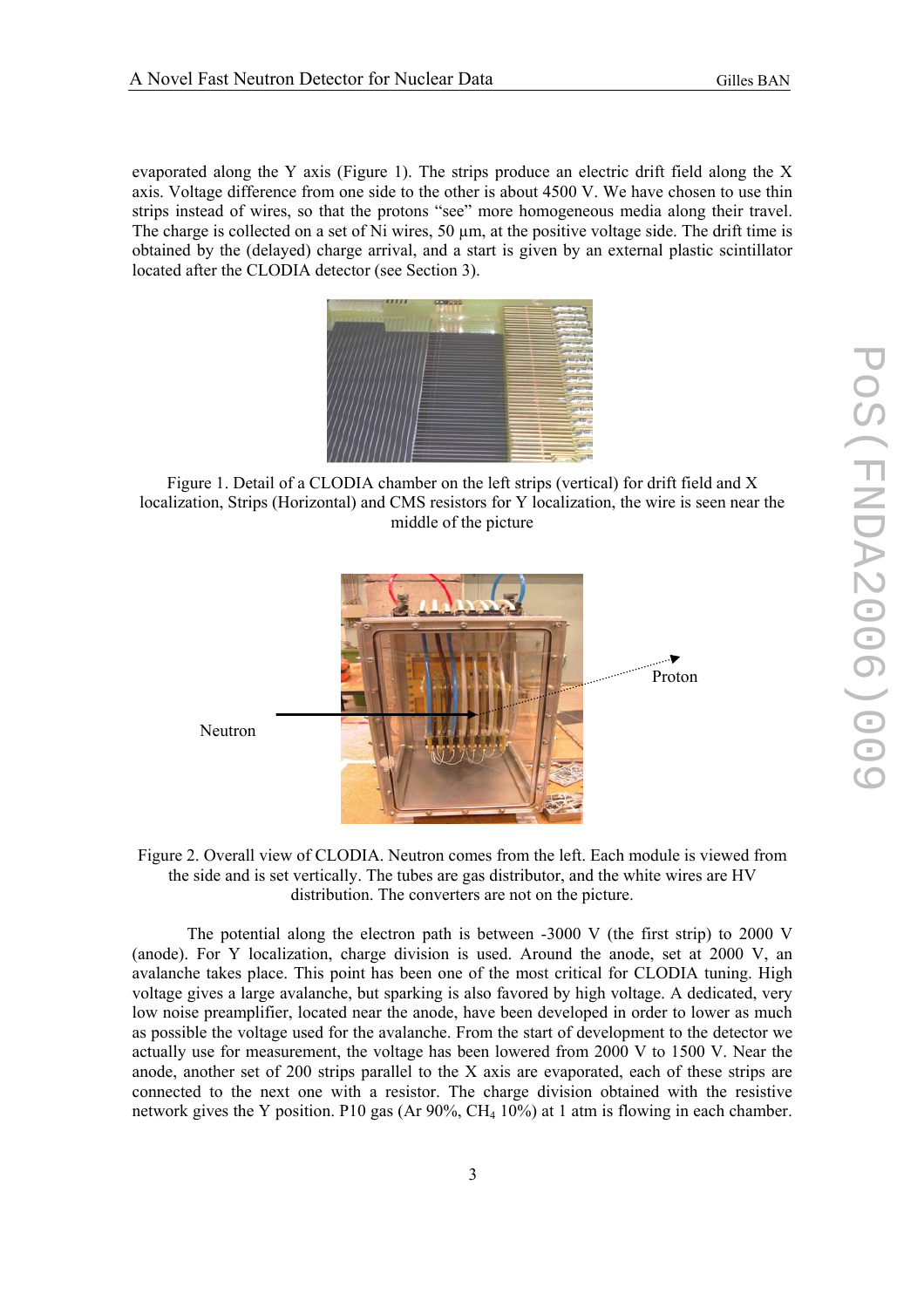evaporated along the Y axis (Figure 1). The strips produce an electric drift field along the X axis. Voltage difference from one side to the other is about 4500 V. We have chosen to use thin strips instead of wires, so that the protons "see" more homogeneous media along their travel. The charge is collected on a set of Ni wires, 50 µm, at the positive voltage side. The drift time is obtained by the (delayed) charge arrival, and a start is given by an external plastic scintillator located after the CLODIA detector (see Section 3).

Figure 1. Detail of a CLODIA chamber on the left strips (vertical) for drift field and X localization, Strips (Horizontal) and CMS resistors for Y localization, the wire is seen near the middle of the picture

Figure 2. Overall view of CLODIA. Neutron comes from the left. Each module is viewed from the side and is set vertically. The tubes are gas distributor, and the white wires are HV distribution. The converters are not on the picture.

The potential along the electron path is between -3000 V (the first strip) to 2000 V (anode). For Y localization, charge division is used. Around the anode, set at 2000 V, an avalanche takes place. This point has been one of the most critical for CLODIA tuning. High voltage gives a large avalanche, but sparking is also favored by high voltage. A dedicated, very low noise preamplifier, located near the anode, have been developed in order to lower as much as possible the voltage used for the avalanche. From the start of development to the detector we actually use for measurement, the voltage has been lowered from 2000 V to 1500 V. Near the anode, another set of 200 strips parallel to the X axis are evaporated, each of these strips are connected to the next one with a resistor. The charge division obtained with the resistive network gives the Y position. P10 gas (Ar 90%, $CH_4$ 10%) at 1 atm is flowing in each chamber.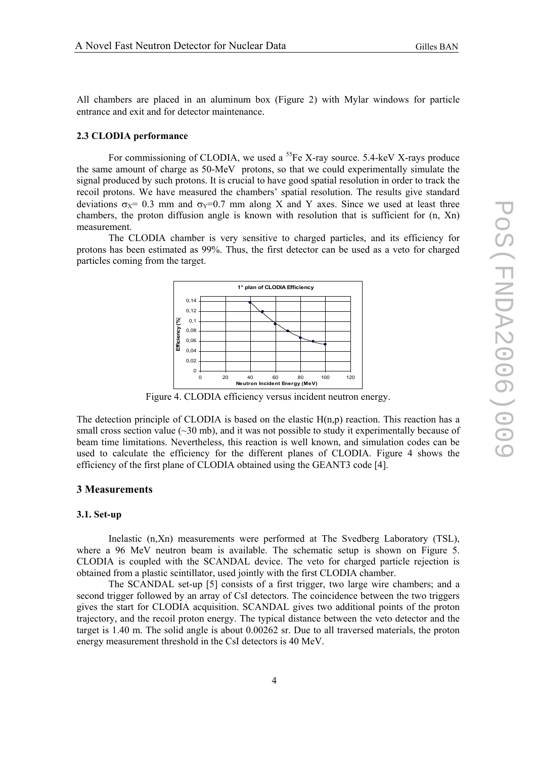All chambers are placed in an aluminum box (Figure 2) with Mylar windows for particle entrance and exit and for detector maintenance.

#### 2.3 CLODIA performance

For commissioning of CLODIA, we used a $^{55}$Fe X-ray source. 5.4-keV X-rays produce the same amount of charge as 50-MeV protons, so that we could experimentally simulate the signal produced by such protons. It is crucial to have good spatial resolution in order to track the recoil protons. We have measured the chambers' spatial resolution. The results give standard deviations $\sigma_X$= 0.3 mm and $\sigma_Y$=0.7 mm along X and Y axes. Since we used at least three chambers, the proton diffusion angle is known with resolution that is sufficient for (n, Xn) measurement.

The CLODIA chamber is very sensitive to charged particles, and its efficiency for protons has been estimated as 99%. Thus, the first detector can be used as a veto for charged particles coming from the target.

Figure 4. CLODIA efficiency versus incident neutron energy.

The detection principle of CLODIA is based on the elastic H(n,p) reaction. This reaction has a small cross section value (~30 mb), and it was not possible to study it experimentally because of beam time limitations. Nevertheless, this reaction is well known, and simulation codes can be used to calculate the efficiency for the different planes of CLODIA. Figure 4 shows the efficiency of the first plane of CLODIA obtained using the GEANT3 code [4].

## 3 Measurements

#### 3.1. Set-up

Inelastic (n,Xn) measurements were performed at The Svedberg Laboratory (TSL), where a 96 MeV neutron beam is available. The schematic setup is shown on Figure 5. CLODIA is coupled with the SCANDAL device. The veto for charged particle rejection is obtained from a plastic scintillator, used jointly with the first CLODIA chamber.

The SCANDAL set-up [5] consists of a first trigger, two large wire chambers; and a second trigger followed by an array of CsI detectors. The coincidence between the two triggers gives the start for CLODIA acquisition. SCANDAL gives two additional points of the proton trajectory, and the recoil proton energy. The typical distance between the veto detector and the target is 1.40 m. The solid angle is about 0.00262 sr. Due to all traversed materials, the proton energy measurement threshold in the CsI detectors is 40 MeV.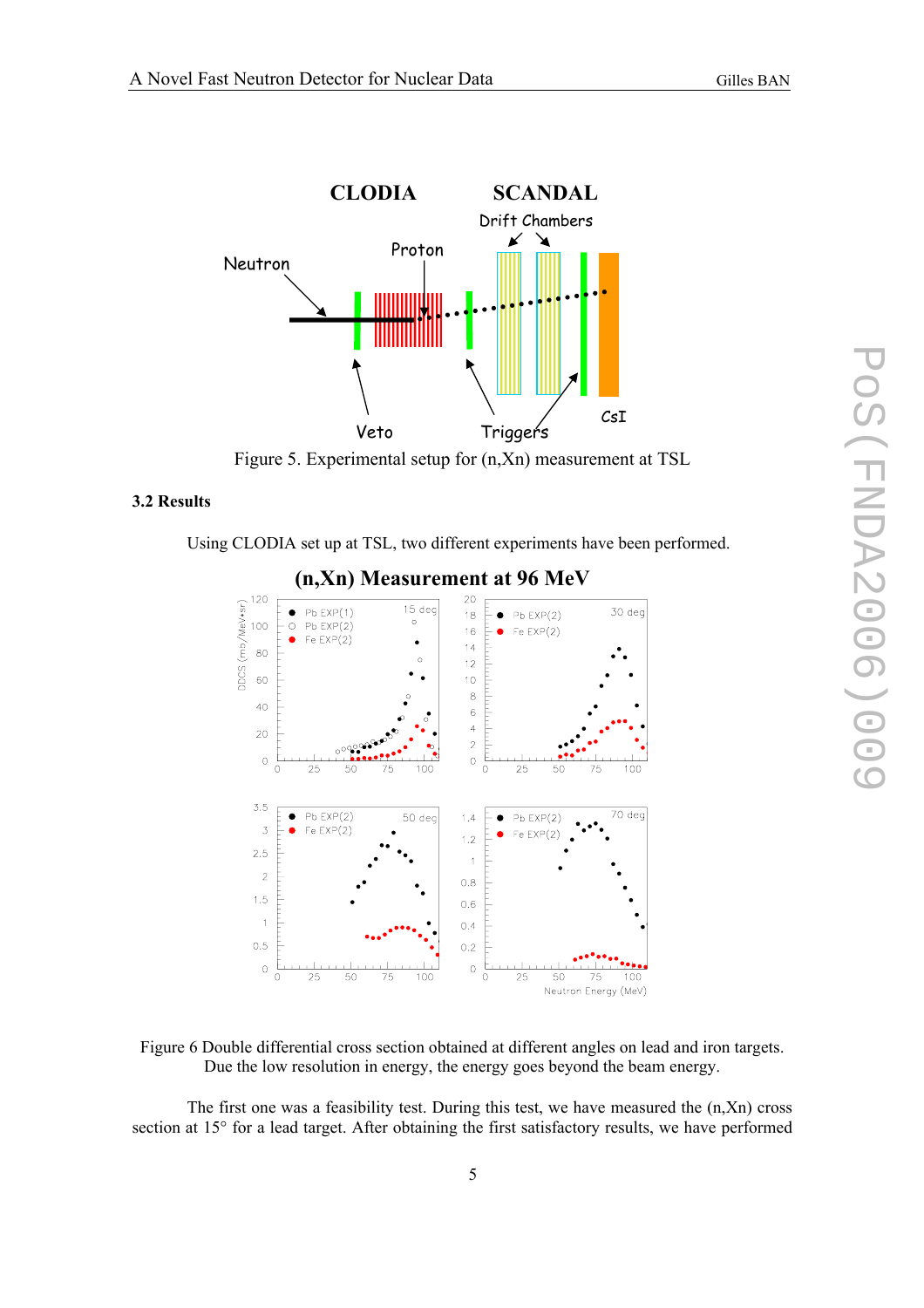Figure 5. Experimental setup for (n,Xn) measurement at TSL

### 3.2 Results

Using CLODIA set up at TSL, two different experiments have been performed.

Figure 6 Double differential cross section obtained at different angles on lead and iron targets. Due the low resolution in energy, the energy goes beyond the beam energy.

The first one was a feasibility test. During this test, we have measured the (n,Xn) cross section at 15° for a lead target. After obtaining the first satisfactory results, we have performed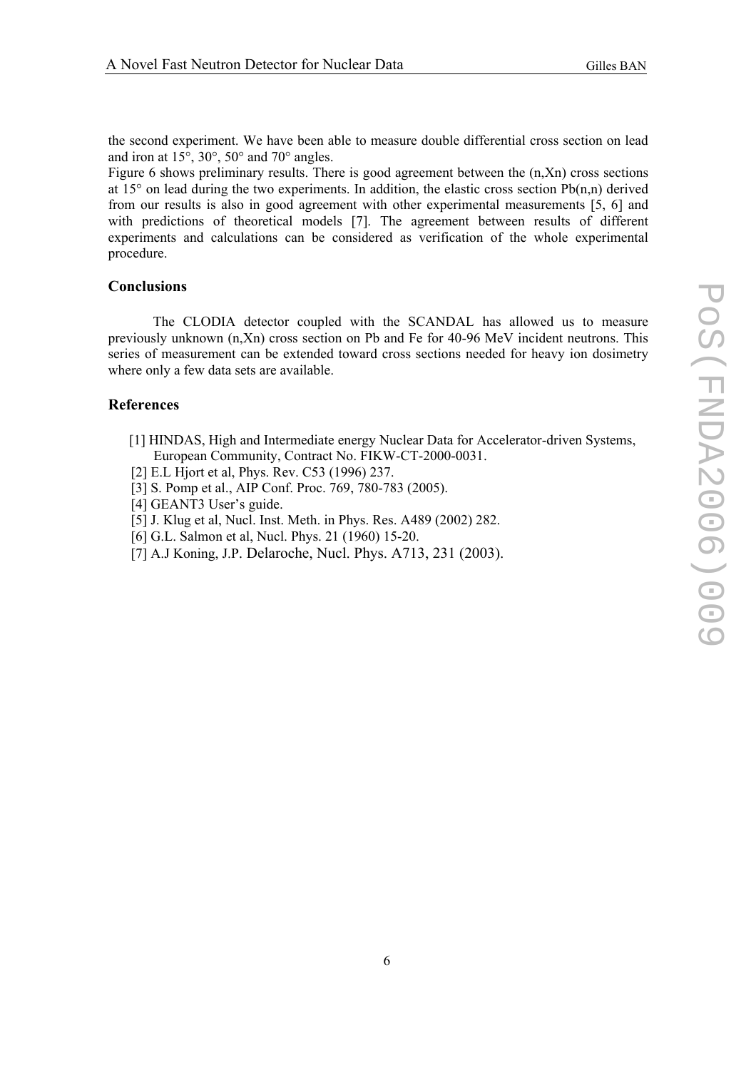the second experiment. We have been able to measure double differential cross section on lead and iron at 15°, 30°, 50° and 70° angles.

Figure 6 shows preliminary results. There is good agreement between the (n,Xn) cross sections at 15° on lead during the two experiments. In addition, the elastic cross section Pb(n,n) derived from our results is also in good agreement with other experimental measurements [5, 6] and with predictions of theoretical models [7]. The agreement between results of different experiments and calculations can be considered as verification of the whole experimental procedure.

## Conclusions

The CLODIA detector coupled with the SCANDAL has allowed us to measure previously unknown (n,Xn) cross section on Pb and Fe for 40-96 MeV incident neutrons. This series of measurement can be extended toward cross sections needed for heavy ion dosimetry where only a few data sets are available.

## References

[1] HINDAS, High and Intermediate energy Nuclear Data for Accelerator-driven Systems, European Community, Contract No. FIKW-CT-2000-0031.

[2] E.L Hjort et al, Phys. Rev. C53 (1996) 237.

[3] S. Pomp et al., AIP Conf. Proc. 769, 780-783 (2005).

[4] GEANT3 User's guide.

[5] J. Klug et al, Nucl. Inst. Meth. in Phys. Res. A489 (2002) 282.

[6] G.L. Salmon et al, Nucl. Phys. 21 (1960) 15-20.

[7] A.J Koning, J.P. Delaroche, Nucl. Phys. A713, 231 (2003).